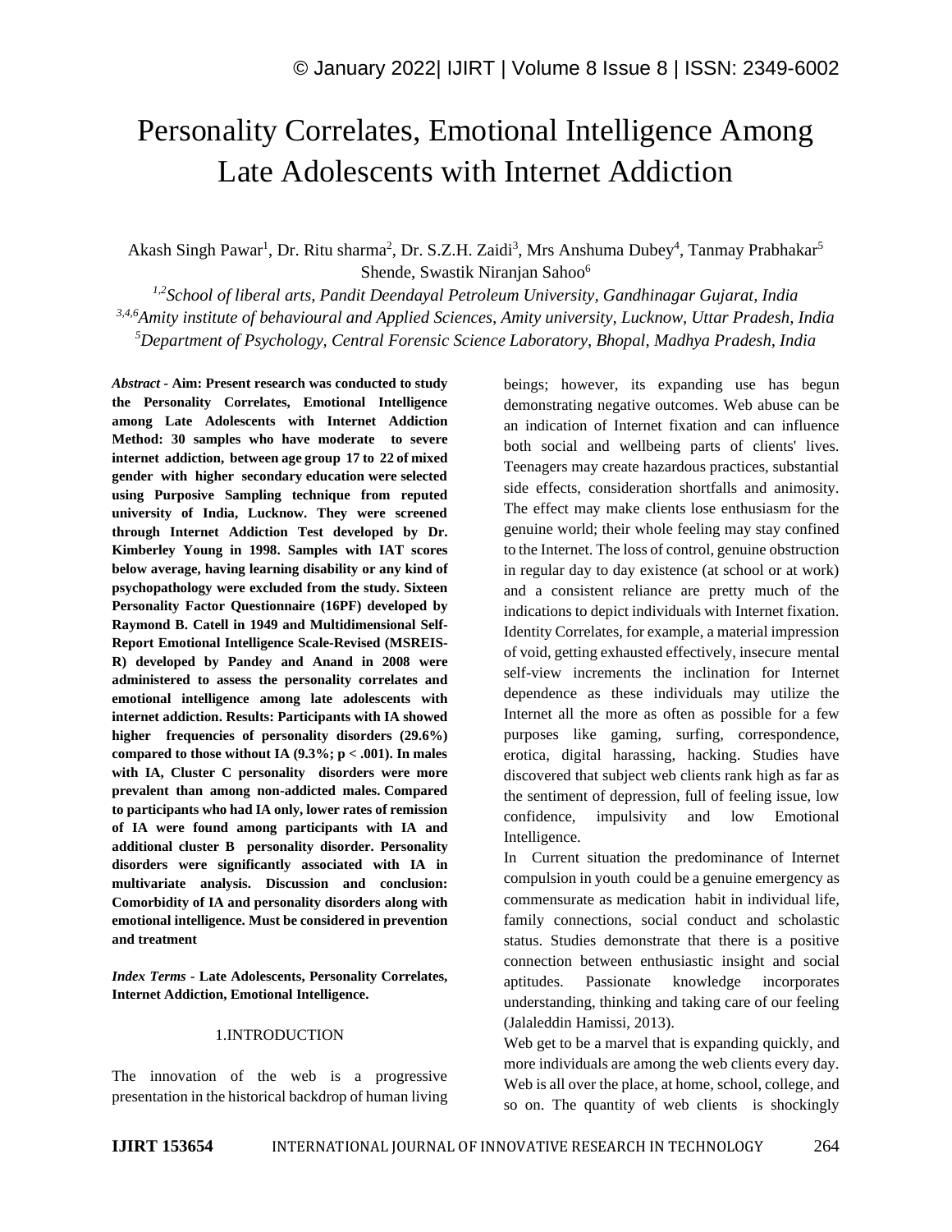# Personality Correlates, Emotional Intelligence Among Late Adolescents with Internet Addiction

Akash Singh Pawar[1], Dr. Ritu sharma[2], Dr. S.Z.H. Zaidi[3], Mrs Anshuma Dubey[4], Tanmay Prabhakar[5] Shende, Swastik Niranjan Sahoo[6]

[1,2]*School of liberal arts, Pandit Deendayal Petroleum University, Gandhinagar Gujarat, India*
[3,4,6]*Amity institute of behavioural and Applied Sciences, Amity university, Lucknow, Uttar Pradesh, India*
[5]*Department of Psychology, Central Forensic Science Laboratory, Bhopal, Madhya Pradesh, India*

***Abstract* - Aim: Present research was conducted to study the Personality Correlates, Emotional Intelligence among Late Adolescents with Internet Addiction Method: 30 samples who have moderate to severe internet addiction, between age group 17 to 22 of mixed gender with higher secondary education were selected using Purposive Sampling technique from reputed university of India, Lucknow. They were screened through Internet Addiction Test developed by Dr. Kimberley Young in 1998. Samples with IAT scores below average, having learning disability or any kind of psychopathology were excluded from the study. Sixteen Personality Factor Questionnaire (16PF) developed by Raymond B. Catell in 1949 and Multidimensional Self-Report Emotional Intelligence Scale-Revised (MSREIS-R) developed by Pandey and Anand in 2008 were administered to assess the personality correlates and emotional intelligence among late adolescents with internet addiction. Results: Participants with IA showed higher frequencies of personality disorders (29.6%) compared to those without IA (9.3%; $p < .001$). In males with IA, Cluster C personality disorders were more prevalent than among non-addicted males. Compared to participants who had IA only, lower rates of remission of IA were found among participants with IA and additional cluster B personality disorder. Personality disorders were significantly associated with IA in multivariate analysis. Discussion and conclusion: Comorbidity of IA and personality disorders along with emotional intelligence. Must be considered in prevention and treatment**

***Index Terms* - Late Adolescents, Personality Correlates, Internet Addiction, Emotional Intelligence.**

## 1.INTRODUCTION

The innovation of the web is a progressive presentation in the historical backdrop of human living beings; however, its expanding use has begun demonstrating negative outcomes. Web abuse can be an indication of Internet fixation and can influence both social and wellbeing parts of clients' lives. Teenagers may create hazardous practices, substantial side effects, consideration shortfalls and animosity. The effect may make clients lose enthusiasm for the genuine world; their whole feeling may stay confined to the Internet. The loss of control, genuine obstruction in regular day to day existence (at school or at work) and a consistent reliance are pretty much of the indications to depict individuals with Internet fixation. Identity Correlates, for example, a material impression of void, getting exhausted effectively, insecure mental self-view increments the inclination for Internet dependence as these individuals may utilize the Internet all the more as often as possible for a few purposes like gaming, surfing, correspondence, erotica, digital harassing, hacking. Studies have discovered that subject web clients rank high as far as the sentiment of depression, full of feeling issue, low confidence, impulsivity and low Emotional Intelligence.

In Current situation the predominance of Internet compulsion in youth could be a genuine emergency as commensurate as medication habit in individual life, family connections, social conduct and scholastic status. Studies demonstrate that there is a positive connection between enthusiastic insight and social aptitudes. Passionate knowledge incorporates understanding, thinking and taking care of our feeling (Jalaleddin Hamissi, 2013).

Web get to be a marvel that is expanding quickly, and more individuals are among the web clients every day. Web is all over the place, at home, school, college, and so on. The quantity of web clients is shockingly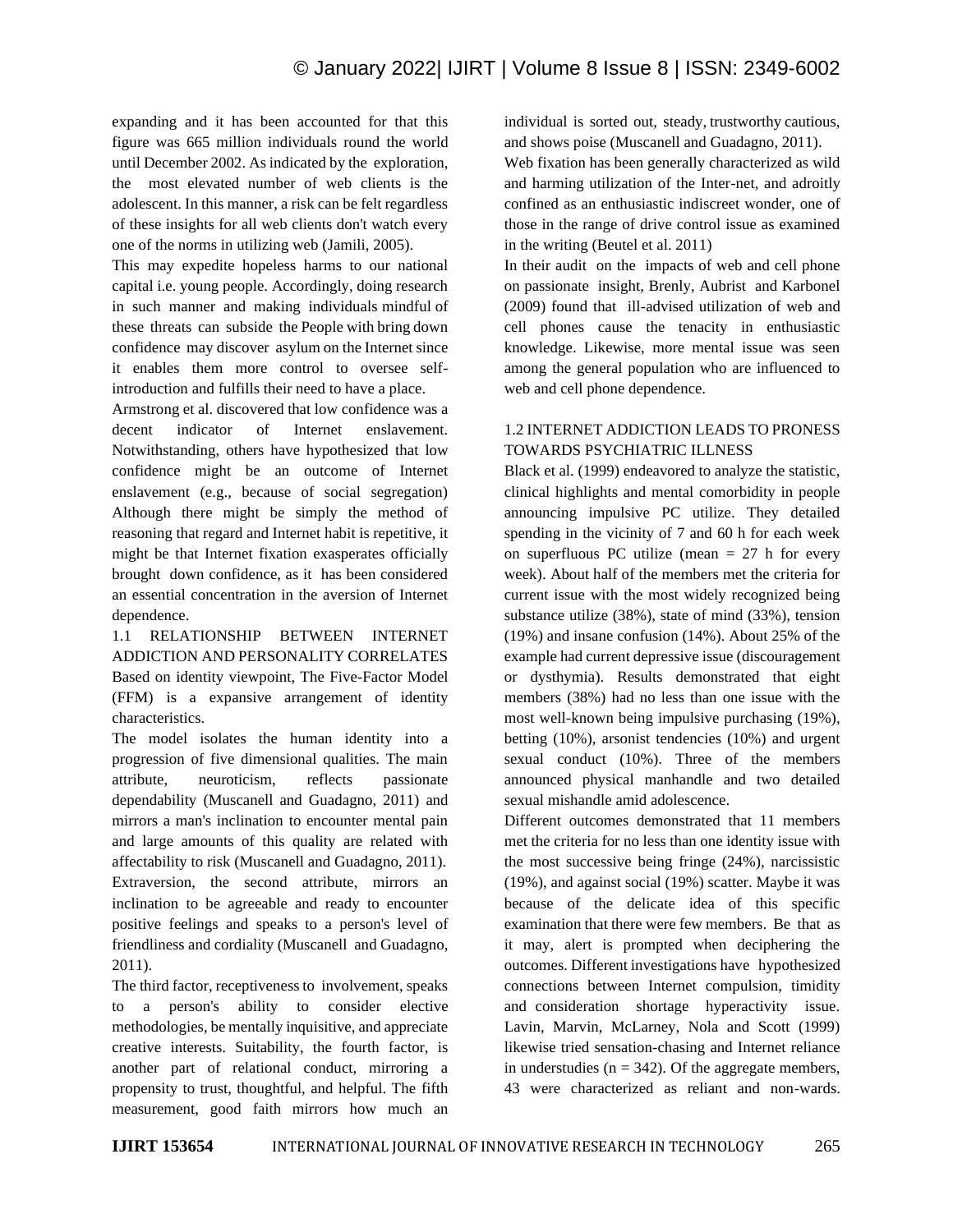expanding and it has been accounted for that this figure was 665 million individuals round the world until December 2002. As indicated by the exploration, the most elevated number of web clients is the adolescent. In this manner, a risk can be felt regardless of these insights for all web clients don't watch every one of the norms in utilizing web (Jamili, 2005).

This may expedite hopeless harms to our national capital i.e. young people. Accordingly, doing research in such manner and making individuals mindful of these threats can subside the People with bring down confidence may discover asylum on the Internet since it enables them more control to oversee self-introduction and fulfills their need to have a place.

Armstrong et al. discovered that low confidence was a decent indicator of Internet enslavement. Notwithstanding, others have hypothesized that low confidence might be an outcome of Internet enslavement (e.g., because of social segregation) Although there might be simply the method of reasoning that regard and Internet habit is repetitive, it might be that Internet fixation exasperates officially brought down confidence, as it has been considered an essential concentration in the aversion of Internet dependence.

## 1.1 RELATIONSHIP BETWEEN INTERNET ADDICTION AND PERSONALITY CORRELATES

Based on identity viewpoint, The Five-Factor Model (FFM) is a expansive arrangement of identity characteristics.

The model isolates the human identity into a progression of five dimensional qualities. The main attribute, neuroticism, reflects passionate dependability (Muscanell and Guadagno, 2011) and mirrors a man's inclination to encounter mental pain and large amounts of this quality are related with affectability to risk (Muscanell and Guadagno, 2011). Extraversion, the second attribute, mirrors an inclination to be agreeable and ready to encounter positive feelings and speaks to a person's level of friendliness and cordiality (Muscanell and Guadagno, 2011).

The third factor, receptiveness to involvement, speaks to a person's ability to consider elective methodologies, be mentally inquisitive, and appreciate creative interests. Suitability, the fourth factor, is another part of relational conduct, mirroring a propensity to trust, thoughtful, and helpful. The fifth measurement, good faith mirrors how much an individual is sorted out, steady, trustworthy cautious, and shows poise (Muscanell and Guadagno, 2011).

Web fixation has been generally characterized as wild and harming utilization of the Inter-net, and adroitly confined as an enthusiastic indiscreet wonder, one of those in the range of drive control issue as examined in the writing (Beutel et al. 2011)

In their audit on the impacts of web and cell phone on passionate insight, Brenly, Aubrist and Karbonel (2009) found that ill-advised utilization of web and cell phones cause the tenacity in enthusiastic knowledge. Likewise, more mental issue was seen among the general population who are influenced to web and cell phone dependence.

## 1.2 INTERNET ADDICTION LEADS TO PRONESS TOWARDS PSYCHIATRIC ILLNESS

Black et al. (1999) endeavored to analyze the statistic, clinical highlights and mental comorbidity in people announcing impulsive PC utilize. They detailed spending in the vicinity of 7 and 60 h for each week on superfluous PC utilize (mean = 27 h for every week). About half of the members met the criteria for current issue with the most widely recognized being substance utilize (38%), state of mind (33%), tension (19%) and insane confusion (14%). About 25% of the example had current depressive issue (discouragement or dysthymia). Results demonstrated that eight members (38%) had no less than one issue with the most well-known being impulsive purchasing (19%), betting (10%), arsonist tendencies (10%) and urgent sexual conduct (10%). Three of the members announced physical manhandle and two detailed sexual mishandle amid adolescence.

Different outcomes demonstrated that 11 members met the criteria for no less than one identity issue with the most successive being fringe (24%), narcissistic (19%), and against social (19%) scatter. Maybe it was because of the delicate idea of this specific examination that there were few members. Be that as it may, alert is prompted when deciphering the outcomes. Different investigations have hypothesized connections between Internet compulsion, timidity and consideration shortage hyperactivity issue. Lavin, Marvin, McLarney, Nola and Scott (1999) likewise tried sensation-chasing and Internet reliance in understudies (n = 342). Of the aggregate members, 43 were characterized as reliant and non-wards.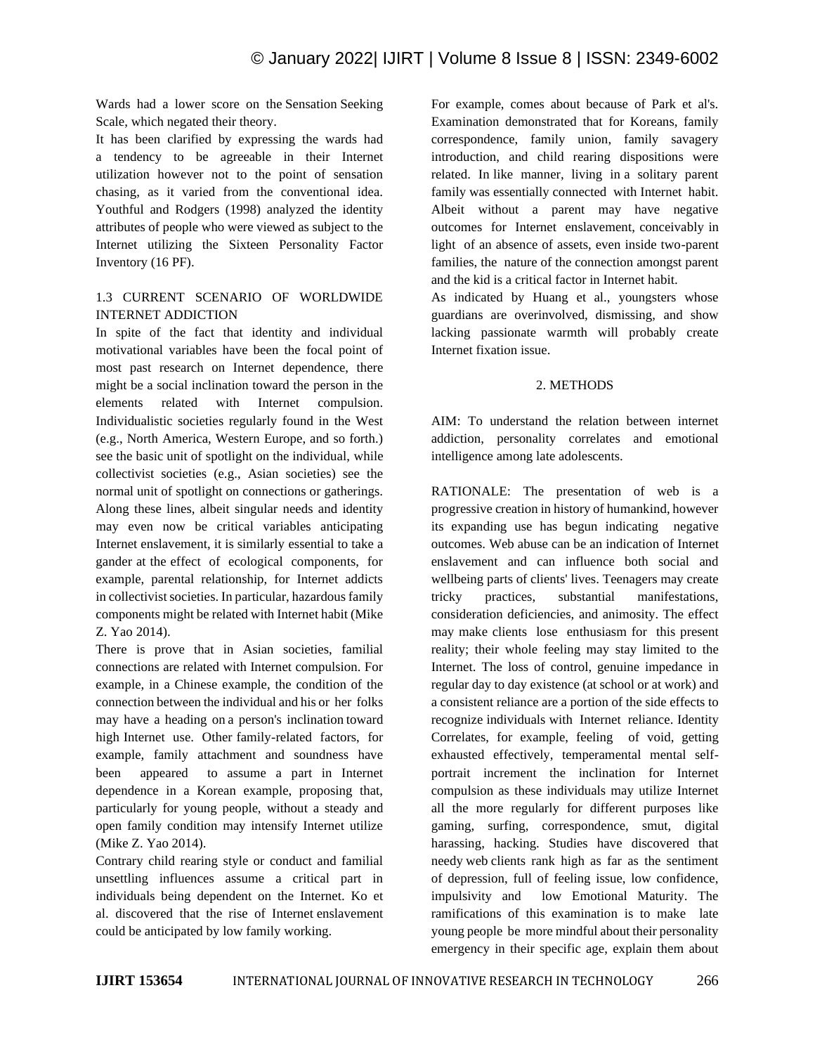Wards had a lower score on the Sensation Seeking Scale, which negated their theory.

It has been clarified by expressing the wards had a tendency to be agreeable in their Internet utilization however not to the point of sensation chasing, as it varied from the conventional idea. Youthful and Rodgers (1998) analyzed the identity attributes of people who were viewed as subject to the Internet utilizing the Sixteen Personality Factor Inventory (16 PF).

### 1.3 CURRENT SCENARIO OF WORLDWIDE INTERNET ADDICTION

In spite of the fact that identity and individual motivational variables have been the focal point of most past research on Internet dependence, there might be a social inclination toward the person in the elements related with Internet compulsion. Individualistic societies regularly found in the West (e.g., North America, Western Europe, and so forth.) see the basic unit of spotlight on the individual, while collectivist societies (e.g., Asian societies) see the normal unit of spotlight on connections or gatherings. Along these lines, albeit singular needs and identity may even now be critical variables anticipating Internet enslavement, it is similarly essential to take a gander at the effect of ecological components, for example, parental relationship, for Internet addicts in collectivist societies. In particular, hazardous family components might be related with Internet habit (Mike Z. Yao 2014).

There is prove that in Asian societies, familial connections are related with Internet compulsion. For example, in a Chinese example, the condition of the connection between the individual and his or her folks may have a heading on a person's inclination toward high Internet use. Other family-related factors, for example, family attachment and soundness have been appeared to assume a part in Internet dependence in a Korean example, proposing that, particularly for young people, without a steady and open family condition may intensify Internet utilize (Mike Z. Yao 2014).

Contrary child rearing style or conduct and familial unsettling influences assume a critical part in individuals being dependent on the Internet. Ko et al. discovered that the rise of Internet enslavement could be anticipated by low family working.

For example, comes about because of Park et al's. Examination demonstrated that for Koreans, family correspondence, family union, family savagery introduction, and child rearing dispositions were related. In like manner, living in a solitary parent family was essentially connected with Internet habit. Albeit without a parent may have negative outcomes for Internet enslavement, conceivably in light of an absence of assets, even inside two-parent families, the nature of the connection amongst parent and the kid is a critical factor in Internet habit.

As indicated by Huang et al., youngsters whose guardians are overinvolved, dismissing, and show lacking passionate warmth will probably create Internet fixation issue.

## 2. METHODS

AIM: To understand the relation between internet addiction, personality correlates and emotional intelligence among late adolescents.

RATIONALE: The presentation of web is a progressive creation in history of humankind, however its expanding use has begun indicating negative outcomes. Web abuse can be an indication of Internet enslavement and can influence both social and wellbeing parts of clients' lives. Teenagers may create tricky practices, substantial manifestations, consideration deficiencies, and animosity. The effect may make clients lose enthusiasm for this present reality; their whole feeling may stay limited to the Internet. The loss of control, genuine impedance in regular day to day existence (at school or at work) and a consistent reliance are a portion of the side effects to recognize individuals with Internet reliance. Identity Correlates, for example, feeling of void, getting exhausted effectively, temperamental mental self-portrait increment the inclination for Internet compulsion as these individuals may utilize Internet all the more regularly for different purposes like gaming, surfing, correspondence, smut, digital harassing, hacking. Studies have discovered that needy web clients rank high as far as the sentiment of depression, full of feeling issue, low confidence, impulsivity and low Emotional Maturity. The ramifications of this examination is to make late young people be more mindful about their personality emergency in their specific age, explain them about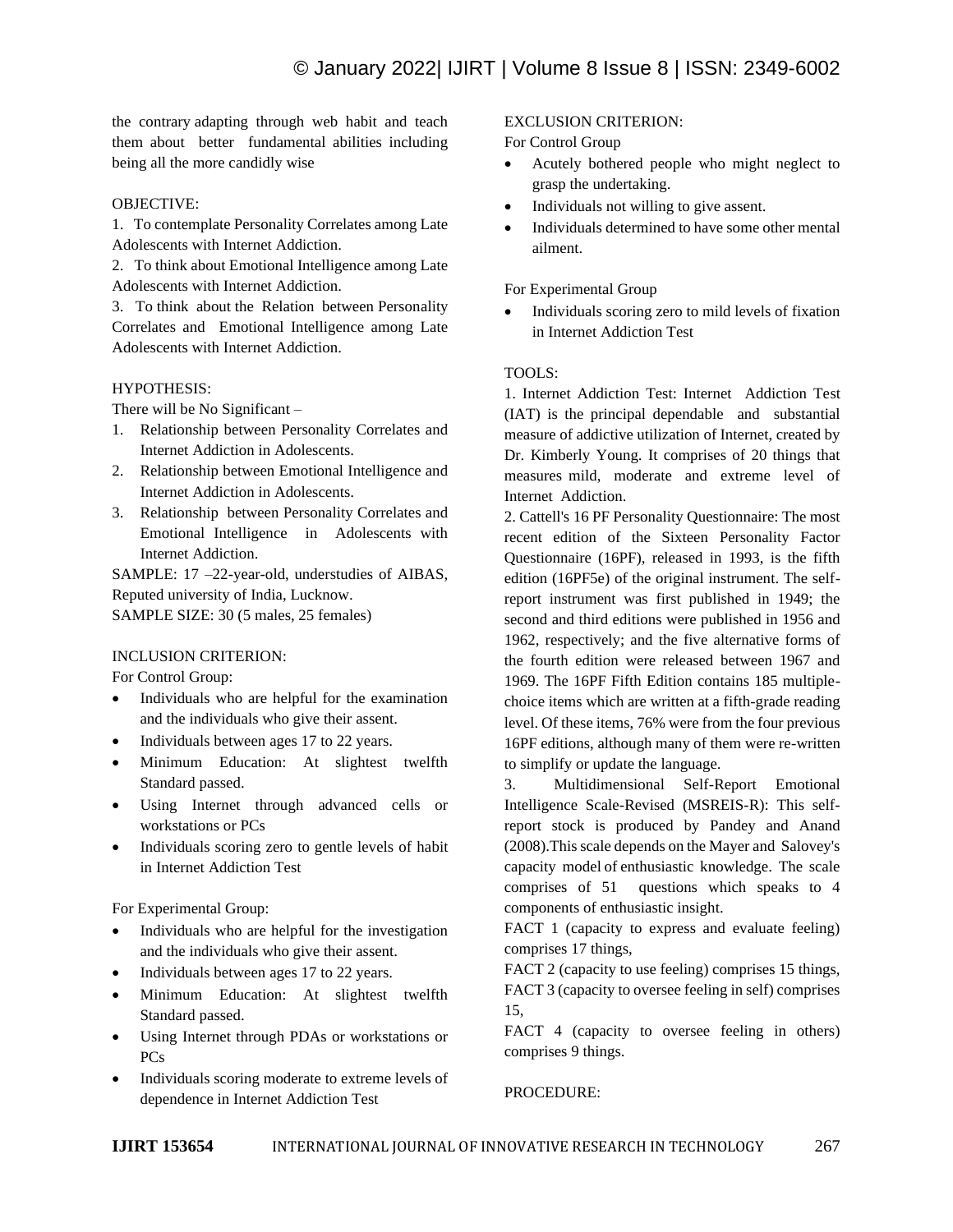the contrary adapting through web habit and teach them about better fundamental abilities including being all the more candidly wise

OBJECTIVE:

1. To contemplate Personality Correlates among Late Adolescents with Internet Addiction.
2. To think about Emotional Intelligence among Late Adolescents with Internet Addiction.
3. To think about the Relation between Personality Correlates and Emotional Intelligence among Late Adolescents with Internet Addiction.

HYPOTHESIS:

There will be No Significant –

1. Relationship between Personality Correlates and Internet Addiction in Adolescents.
2. Relationship between Emotional Intelligence and Internet Addiction in Adolescents.
3. Relationship between Personality Correlates and Emotional Intelligence in Adolescents with Internet Addiction.

SAMPLE: 17 –22-year-old, understudies of AIBAS, Reputed university of India, Lucknow.

SAMPLE SIZE: 30 (5 males, 25 females)

INCLUSION CRITERION:

For Control Group:

- Individuals who are helpful for the examination and the individuals who give their assent.
- Individuals between ages 17 to 22 years.
- Minimum Education: At slightest twelfth Standard passed.
- Using Internet through advanced cells or workstations or PCs
- Individuals scoring zero to gentle levels of habit in Internet Addiction Test

For Experimental Group:

- Individuals who are helpful for the investigation and the individuals who give their assent.
- Individuals between ages 17 to 22 years.
- Minimum Education: At slightest twelfth Standard passed.
- Using Internet through PDAs or workstations or PCs
- Individuals scoring moderate to extreme levels of dependence in Internet Addiction Test

EXCLUSION CRITERION:

For Control Group

- Acutely bothered people who might neglect to grasp the undertaking.
- Individuals not willing to give assent.
- Individuals determined to have some other mental ailment.

For Experimental Group

- Individuals scoring zero to mild levels of fixation in Internet Addiction Test

TOOLS:

1. Internet Addiction Test: Internet Addiction Test (IAT) is the principal dependable and substantial measure of addictive utilization of Internet, created by Dr. Kimberly Young. It comprises of 20 things that measures mild, moderate and extreme level of Internet Addiction.

2. Cattell's 16 PF Personality Questionnaire: The most recent edition of the Sixteen Personality Factor Questionnaire (16PF), released in 1993, is the fifth edition (16PF5e) of the original instrument. The self-report instrument was first published in 1949; the second and third editions were published in 1956 and 1962, respectively; and the five alternative forms of the fourth edition were released between 1967 and 1969. The 16PF Fifth Edition contains 185 multiple-choice items which are written at a fifth-grade reading level. Of these items, 76% were from the four previous 16PF editions, although many of them were re-written to simplify or update the language.

3. Multidimensional Self-Report Emotional Intelligence Scale-Revised (MSREIS-R): This self-report stock is produced by Pandey and Anand (2008).This scale depends on the Mayer and Salovey's capacity model of enthusiastic knowledge. The scale comprises of 51 questions which speaks to 4 components of enthusiastic insight.

FACT 1 (capacity to express and evaluate feeling) comprises 17 things,

FACT 2 (capacity to use feeling) comprises 15 things,

FACT 3 (capacity to oversee feeling in self) comprises 15,

FACT 4 (capacity to oversee feeling in others) comprises 9 things.

PROCEDURE: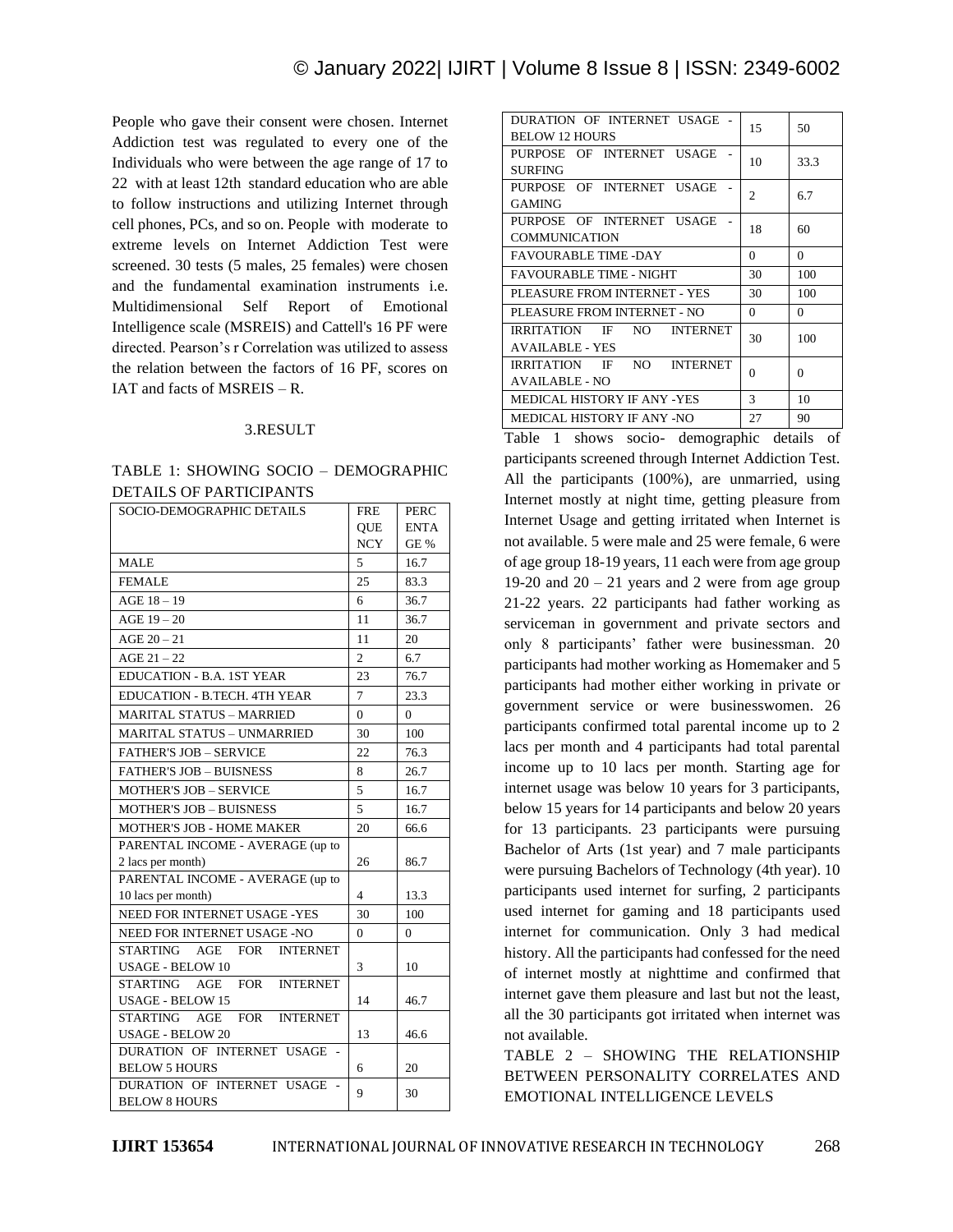People who gave their consent were chosen. Internet Addiction test was regulated to every one of the Individuals who were between the age range of 17 to 22 with at least 12th standard education who are able to follow instructions and utilizing Internet through cell phones, PCs, and so on. People with moderate to extreme levels on Internet Addiction Test were screened. 30 tests (5 males, 25 females) were chosen and the fundamental examination instruments i.e. Multidimensional Self Report of Emotional Intelligence scale (MSREIS) and Cattell's 16 PF were directed. Pearson's r Correlation was utilized to assess the relation between the factors of 16 PF, scores on IAT and facts of MSREIS – R.

## 3.RESULT

TABLE 1: SHOWING SOCIO – DEMOGRAPHIC DETAILS OF PARTICIPANTS

| SOCIO-DEMOGRAPHIC DETAILS | FREQUENCY | PERCENTAGE % |
|---|---|---|
| MALE | 5 | 16.7 |
| FEMALE | 25 | 83.3 |
| AGE 18 – 19 | 6 | 36.7 |
| AGE 19 – 20 | 11 | 36.7 |
| AGE 20 – 21 | 11 | 20 |
| AGE 21 – 22 | 2 | 6.7 |
| EDUCATION - B.A. 1ST YEAR | 23 | 76.7 |
| EDUCATION - B.TECH. 4TH YEAR | 7 | 23.3 |
| MARITAL STATUS – MARRIED | 0 | 0 |
| MARITAL STATUS – UNMARRIED | 30 | 100 |
| FATHER'S JOB – SERVICE | 22 | 76.3 |
| FATHER'S JOB – BUISNESS | 8 | 26.7 |
| MOTHER'S JOB – SERVICE | 5 | 16.7 |
| MOTHER'S JOB – BUISNESS | 5 | 16.7 |
| MOTHER'S JOB - HOME MAKER | 20 | 66.6 |
| PARENTAL INCOME - AVERAGE (up to 2 lacs per month) | 26 | 86.7 |
| PARENTAL INCOME - AVERAGE (up to 10 lacs per month) | 4 | 13.3 |
| NEED FOR INTERNET USAGE -YES | 30 | 100 |
| NEED FOR INTERNET USAGE -NO | 0 | 0 |
| STARTING AGE FOR INTERNET USAGE - BELOW 10 | 3 | 10 |
| STARTING AGE FOR INTERNET USAGE - BELOW 15 | 14 | 46.7 |
| STARTING AGE FOR INTERNET USAGE - BELOW 20 | 13 | 46.6 |
| DURATION OF INTERNET USAGE - BELOW 5 HOURS | 6 | 20 |
| DURATION OF INTERNET USAGE - BELOW 8 HOURS | 9 | 30 |
| DURATION OF INTERNET USAGE - BELOW 12 HOURS | 15 | 50 |
| PURPOSE OF INTERNET USAGE - SURFING | 10 | 33.3 |
| PURPOSE OF INTERNET USAGE - GAMING | 2 | 6.7 |
| PURPOSE OF INTERNET USAGE - COMMUNICATION | 18 | 60 |
| FAVOURABLE TIME -DAY | 0 | 0 |
| FAVOURABLE TIME - NIGHT | 30 | 100 |
| PLEASURE FROM INTERNET - YES | 30 | 100 |
| PLEASURE FROM INTERNET - NO | 0 | 0 |
| IRRITATION IF NO INTERNET AVAILABLE - YES | 30 | 100 |
| IRRITATION IF NO INTERNET AVAILABLE - NO | 0 | 0 |
| MEDICAL HISTORY IF ANY -YES | 3 | 10 |
| MEDICAL HISTORY IF ANY -NO | 27 | 90 |

Table 1 shows socio- demographic details of participants screened through Internet Addiction Test. All the participants (100%), are unmarried, using Internet mostly at night time, getting pleasure from Internet Usage and getting irritated when Internet is not available. 5 were male and 25 were female, 6 were of age group 18-19 years, 11 each were from age group 19-20 and 20 – 21 years and 2 were from age group 21-22 years. 22 participants had father working as serviceman in government and private sectors and only 8 participants' father were businessman. 20 participants had mother working as Homemaker and 5 participants had mother either working in private or government service or were businesswomen. 26 participants confirmed total parental income up to 2 lacs per month and 4 participants had total parental income up to 10 lacs per month. Starting age for internet usage was below 10 years for 3 participants, below 15 years for 14 participants and below 20 years for 13 participants. 23 participants were pursuing Bachelor of Arts (1st year) and 7 male participants were pursuing Bachelors of Technology (4th year). 10 participants used internet for surfing, 2 participants used internet for gaming and 18 participants used internet for communication. Only 3 had medical history. All the participants had confessed for the need of internet mostly at nighttime and confirmed that internet gave them pleasure and last but not the least, all the 30 participants got irritated when internet was not available.

TABLE 2 – SHOWING THE RELATIONSHIP BETWEEN PERSONALITY CORRELATES AND EMOTIONAL INTELLIGENCE LEVELS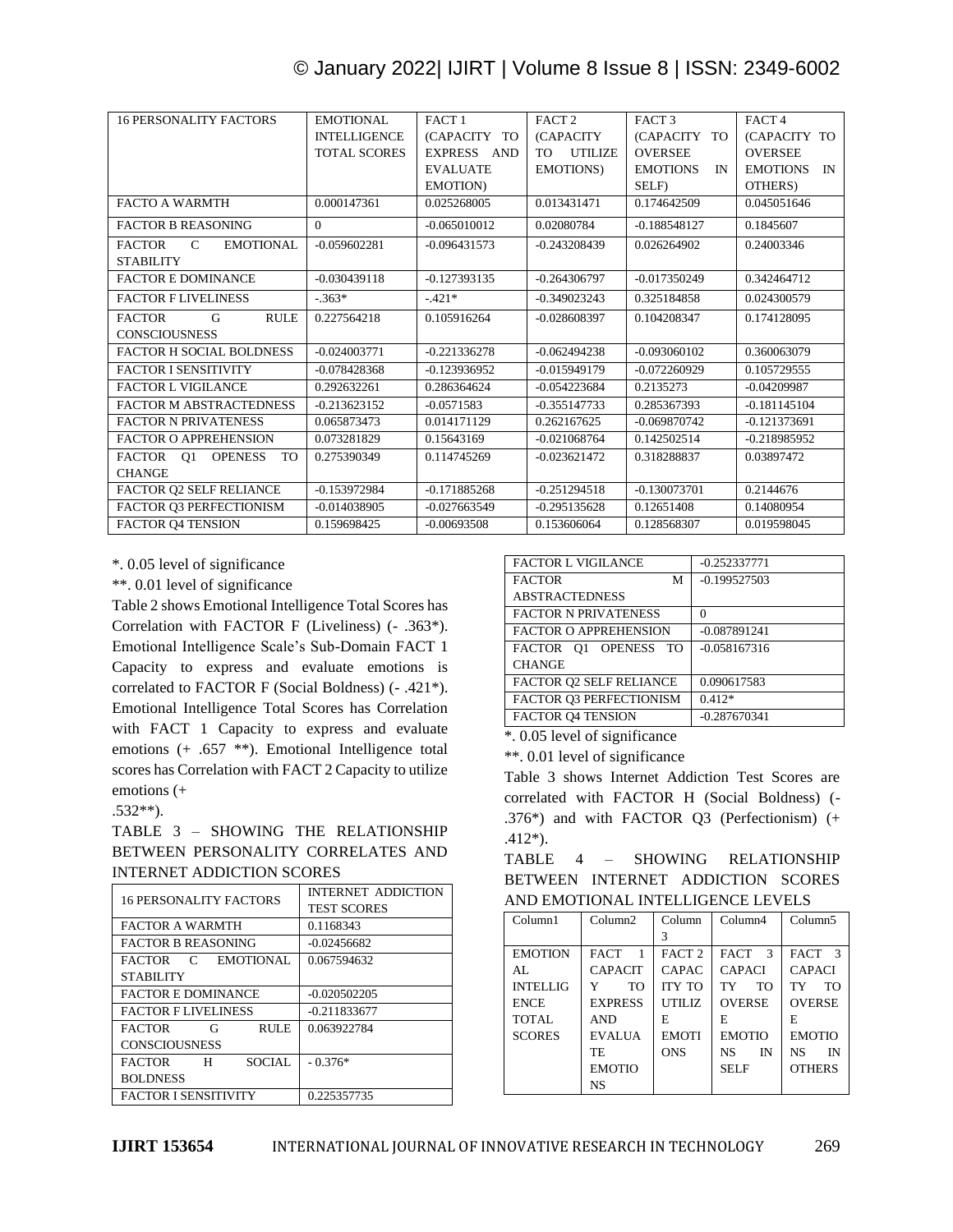| 16 PERSONALITY FACTORS | EMOTIONAL INTELLIGENCE TOTAL SCORES | FACT 1 (CAPACITY TO EXPRESS AND EVALUATE EMOTION) | FACT 2 (CAPACITY TO UTILIZE EMOTIONS) | FACT 3 (CAPACITY TO OVERSEE EMOTIONS IN SELF) | FACT 4 (CAPACITY TO OVERSEE EMOTIONS IN OTHERS) |
|---|---|---|---|---|---|
| FACTO A WARMTH | 0.000147361 | 0.025268005 | 0.013431471 | 0.174642509 | 0.045051646 |
| FACTOR B REASONING | 0 | -0.065010012 | 0.02080784 | -0.188548127 | 0.1845607 |
| FACTOR C EMOTIONAL STABILITY | -0.059602281 | -0.096431573 | -0.243208439 | 0.026264902 | 0.24003346 |
| FACTOR E DOMINANCE | -0.030439118 | -0.127393135 | -0.264306797 | -0.017350249 | 0.342464712 |
| FACTOR F LIVELINESS | -.363* | -.421* | -0.349023243 | 0.325184858 | 0.024300579 |
| FACTOR G RULE CONSCIOUSNESS | 0.227564218 | 0.105916264 | -0.028608397 | 0.104208347 | 0.174128095 |
| FACTOR H SOCIAL BOLDNESS | -0.024003771 | -0.221336278 | -0.062494238 | -0.093060102 | 0.360063079 |
| FACTOR I SENSITIVITY | -0.078428368 | -0.123936952 | -0.015949179 | -0.072260929 | 0.105729555 |
| FACTOR L VIGILANCE | 0.292632261 | 0.286364624 | -0.054223684 | 0.2135273 | -0.04209987 |
| FACTOR M ABSTRACTEDNESS | -0.213623152 | -0.0571583 | -0.355147733 | 0.285367393 | -0.181145104 |
| FACTOR N PRIVATENESS | 0.065873473 | 0.014171129 | 0.262167625 | -0.069870742 | -0.121373691 |
| FACTOR O APPREHENSION | 0.073281829 | 0.15643169 | -0.021068764 | 0.142502514 | -0.218985952 |
| FACTOR Q1 OPENESS TO CHANGE | 0.275390349 | 0.114745269 | -0.023621472 | 0.318288837 | 0.03897472 |
| FACTOR Q2 SELF RELIANCE | -0.153972984 | -0.171885268 | -0.251294518 | -0.130073701 | 0.2144676 |
| FACTOR Q3 PERFECTIONISM | -0.014038905 | -0.027663549 | -0.295135628 | 0.12651408 | 0.14080954 |
| FACTOR Q4 TENSION | 0.159698425 | -0.00693508 | 0.153606064 | 0.128568307 | 0.019598045 |

*. 0.05 level of significance

**. 0.01 level of significance

Table 2 shows Emotional Intelligence Total Scores has Correlation with FACTOR F (Liveliness) (- .363*). Emotional Intelligence Scale's Sub-Domain FACT 1 Capacity to express and evaluate emotions is correlated to FACTOR F (Social Boldness) (- .421*). Emotional Intelligence Total Scores has Correlation with FACT 1 Capacity to express and evaluate emotions (+ .657 **). Emotional Intelligence total scores has Correlation with FACT 2 Capacity to utilize emotions (+ .532**).

TABLE 3 – SHOWING THE RELATIONSHIP BETWEEN PERSONALITY CORRELATES AND INTERNET ADDICTION SCORES

| 16 PERSONALITY FACTORS | INTERNET ADDICTION TEST SCORES |
|---|---|
| FACTOR A WARMTH | 0.1168343 |
| FACTOR B REASONING | -0.02456682 |
| FACTOR C EMOTIONAL STABILITY | 0.067594632 |
| FACTOR E DOMINANCE | -0.020502205 |
| FACTOR F LIVELINESS | -0.211833677 |
| FACTOR G RULE CONSCIOUSNESS | 0.063922784 |
| FACTOR H SOCIAL BOLDNESS | - 0.376* |
| FACTOR I SENSITIVITY | 0.225357735 |
| FACTOR L VIGILANCE | -0.252337771 |
| FACTOR M ABSTRACTEDNESS | -0.199527503 |
| FACTOR N PRIVATENESS | 0 |
| FACTOR O APPREHENSION | -0.087891241 |
| FACTOR Q1 OPENESS TO CHANGE | -0.058167316 |
| FACTOR Q2 SELF RELIANCE | 0.090617583 |
| FACTOR Q3 PERFECTIONISM | 0.412* |
| FACTOR Q4 TENSION | -0.287670341 |

*. 0.05 level of significance

**. 0.01 level of significance

Table 3 shows Internet Addiction Test Scores are correlated with FACTOR H (Social Boldness) (- .376*) and with FACTOR Q3 (Perfectionism) (+ .412*).

TABLE 4 – SHOWING RELATIONSHIP BETWEEN INTERNET ADDICTION SCORES AND EMOTIONAL INTELLIGENCE LEVELS

| Column1 | Column2 | Column 3 | Column4 | Column5 |
|---|---|---|---|---|
| EMOTIONAL INTELLIGENCE TOTAL SCORES | FACT 1 CAPACITY TO EXPRESS AND EVALUATE EMOTIONS | FACT 2 CAPACITY TO UTILIZE EMOTIONS | FACT 3 CAPACITY TO OVERSEE EMOTIONS IN SELF | FACT 3 CAPACITY TO OVERSEE EMOTIONS IN OTHERS |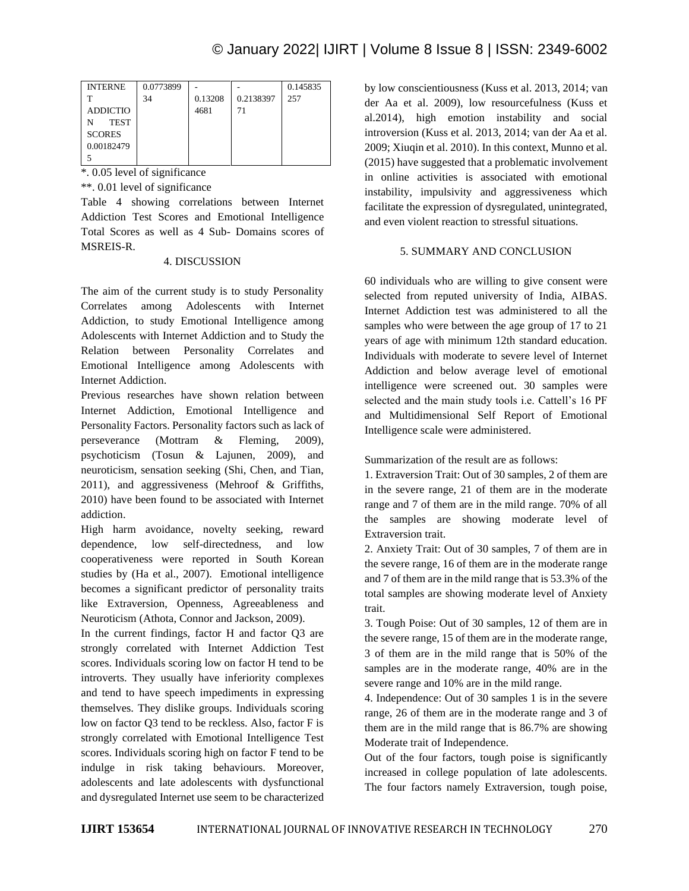| INTERNET ADDICTION TEST SCORES 0.001824795 | 0.077389934 | -0.132084681 | -0.213839771 | 0.145835257 |
|---|---|---|---|---|

*. 0.05 level of significance

**. 0.01 level of significance

Table 4 showing correlations between Internet Addiction Test Scores and Emotional Intelligence Total Scores as well as 4 Sub- Domains scores of MSREIS-R.

## 4. DISCUSSION

The aim of the current study is to study Personality Correlates among Adolescents with Internet Addiction, to study Emotional Intelligence among Adolescents with Internet Addiction and to Study the Relation between Personality Correlates and Emotional Intelligence among Adolescents with Internet Addiction.

Previous researches have shown relation between Internet Addiction, Emotional Intelligence and Personality Factors. Personality factors such as lack of perseverance (Mottram & Fleming, 2009), psychoticism (Tosun & Lajunen, 2009), and neuroticism, sensation seeking (Shi, Chen, and Tian, 2011), and aggressiveness (Mehroof & Griffiths, 2010) have been found to be associated with Internet addiction.

High harm avoidance, novelty seeking, reward dependence, low self-directedness, and low cooperativeness were reported in South Korean studies by (Ha et al., 2007). Emotional intelligence becomes a significant predictor of personality traits like Extraversion, Openness, Agreeableness and Neuroticism (Athota, Connor and Jackson, 2009).

In the current findings, factor H and factor Q3 are strongly correlated with Internet Addiction Test scores. Individuals scoring low on factor H tend to be introverts. They usually have inferiority complexes and tend to have speech impediments in expressing themselves. They dislike groups. Individuals scoring low on factor Q3 tend to be reckless. Also, factor F is strongly correlated with Emotional Intelligence Test scores. Individuals scoring high on factor F tend to be indulge in risk taking behaviours. Moreover, adolescents and late adolescents with dysfunctional and dysregulated Internet use seem to be characterized by low conscientiousness (Kuss et al. 2013, 2014; van der Aa et al. 2009), low resourcefulness (Kuss et al.2014), high emotion instability and social introversion (Kuss et al. 2013, 2014; van der Aa et al. 2009; Xiuqin et al. 2010). In this context, Munno et al. (2015) have suggested that a problematic involvement in online activities is associated with emotional instability, impulsivity and aggressiveness which facilitate the expression of dysregulated, unintegrated, and even violent reaction to stressful situations.

## 5. SUMMARY AND CONCLUSION

60 individuals who are willing to give consent were selected from reputed university of India, AIBAS. Internet Addiction test was administered to all the samples who were between the age group of 17 to 21 years of age with minimum 12th standard education. Individuals with moderate to severe level of Internet Addiction and below average level of emotional intelligence were screened out. 30 samples were selected and the main study tools i.e. Cattell's 16 PF and Multidimensional Self Report of Emotional Intelligence scale were administered.

Summarization of the result are as follows:

1. Extraversion Trait: Out of 30 samples, 2 of them are in the severe range, 21 of them are in the moderate range and 7 of them are in the mild range. 70% of all the samples are showing moderate level of Extraversion trait.
2. Anxiety Trait: Out of 30 samples, 7 of them are in the severe range, 16 of them are in the moderate range and 7 of them are in the mild range that is 53.3% of the total samples are showing moderate level of Anxiety trait.
3. Tough Poise: Out of 30 samples, 12 of them are in the severe range, 15 of them are in the moderate range, 3 of them are in the mild range that is 50% of the samples are in the moderate range, 40% are in the severe range and 10% are in the mild range.
4. Independence: Out of 30 samples 1 is in the severe range, 26 of them are in the moderate range and 3 of them are in the mild range that is 86.7% are showing Moderate trait of Independence.

Out of the four factors, tough poise is significantly increased in college population of late adolescents. The four factors namely Extraversion, tough poise,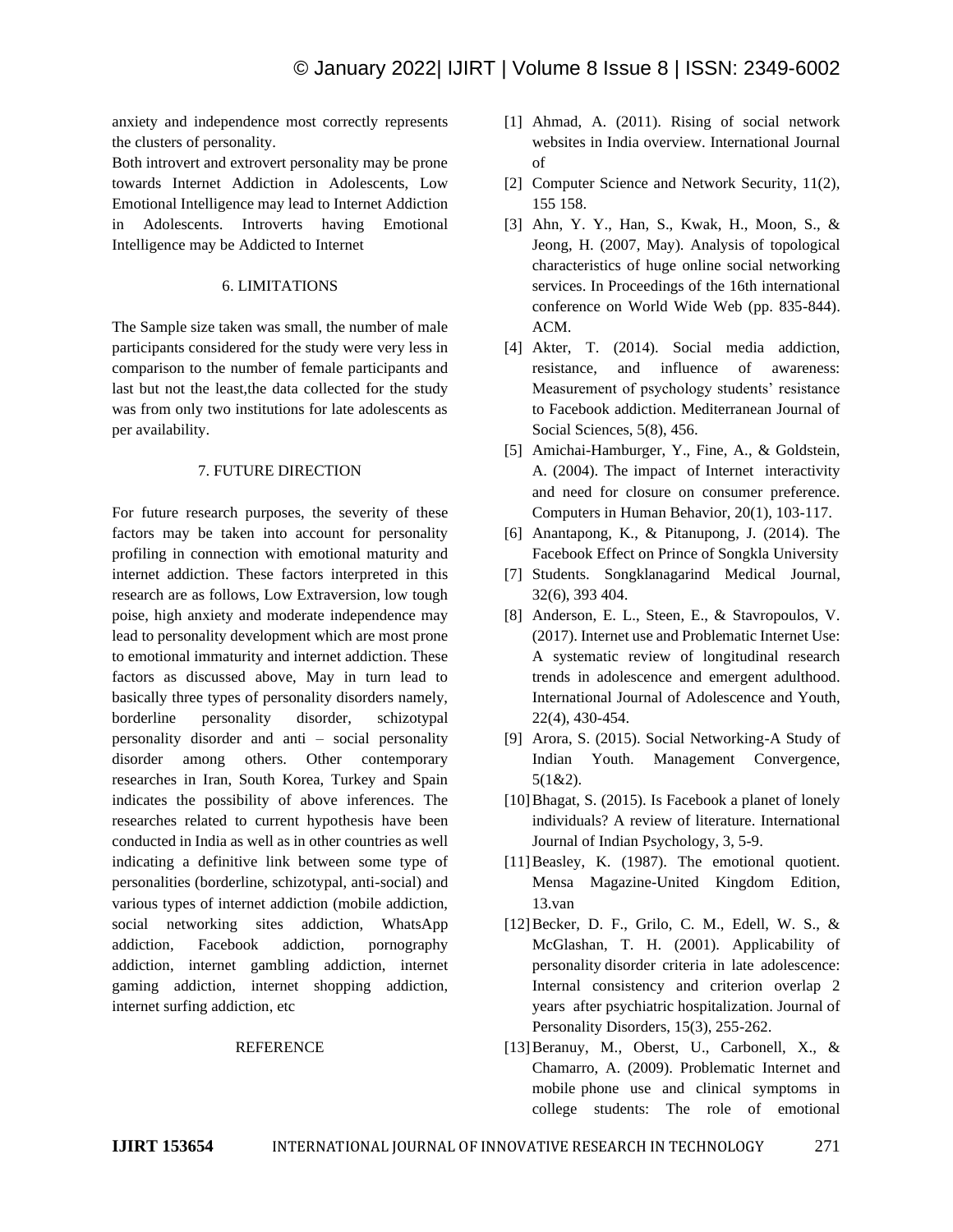anxiety and independence most correctly represents the clusters of personality.

Both introvert and extrovert personality may be prone towards Internet Addiction in Adolescents, Low Emotional Intelligence may lead to Internet Addiction in Adolescents. Introverts having Emotional Intelligence may be Addicted to Internet

## 6. LIMITATIONS

The Sample size taken was small, the number of male participants considered for the study were very less in comparison to the number of female participants and last but not the least,the data collected for the study was from only two institutions for late adolescents as per availability.

## 7. FUTURE DIRECTION

For future research purposes, the severity of these factors may be taken into account for personality profiling in connection with emotional maturity and internet addiction. These factors interpreted in this research are as follows, Low Extraversion, low tough poise, high anxiety and moderate independence may lead to personality development which are most prone to emotional immaturity and internet addiction. These factors as discussed above, May in turn lead to basically three types of personality disorders namely, borderline personality disorder, schizotypal personality disorder and anti – social personality disorder among others. Other contemporary researches in Iran, South Korea, Turkey and Spain indicates the possibility of above inferences. The researches related to current hypothesis have been conducted in India as well as in other countries as well indicating a definitive link between some type of personalities (borderline, schizotypal, anti-social) and various types of internet addiction (mobile addiction, social networking sites addiction, WhatsApp addiction, Facebook addiction, pornography addiction, internet gambling addiction, internet gaming addiction, internet shopping addiction, internet surfing addiction, etc

## REFERENCE

[1] Ahmad, A. (2011). Rising of social network websites in India overview. International Journal of

[2] Computer Science and Network Security, 11(2), 155 158.

[3] Ahn, Y. Y., Han, S., Kwak, H., Moon, S., & Jeong, H. (2007, May). Analysis of topological characteristics of huge online social networking services. In Proceedings of the 16th international conference on World Wide Web (pp. 835-844). ACM.

[4] Akter, T. (2014). Social media addiction, resistance, and influence of awareness: Measurement of psychology students' resistance to Facebook addiction. Mediterranean Journal of Social Sciences, 5(8), 456.

[5] Amichai-Hamburger, Y., Fine, A., & Goldstein, A. (2004). The impact of Internet interactivity and need for closure on consumer preference. Computers in Human Behavior, 20(1), 103-117.

[6] Anantapong, K., & Pitanupong, J. (2014). The Facebook Effect on Prince of Songkla University

[7] Students. Songklanagarind Medical Journal, 32(6), 393 404.

[8] Anderson, E. L., Steen, E., & Stavropoulos, V. (2017). Internet use and Problematic Internet Use: A systematic review of longitudinal research trends in adolescence and emergent adulthood. International Journal of Adolescence and Youth, 22(4), 430-454.

[9] Arora, S. (2015). Social Networking-A Study of Indian Youth. Management Convergence, 5(1&2).

[10] Bhagat, S. (2015). Is Facebook a planet of lonely individuals? A review of literature. International Journal of Indian Psychology, 3, 5-9.

[11] Beasley, K. (1987). The emotional quotient. Mensa Magazine-United Kingdom Edition, 13.van

[12] Becker, D. F., Grilo, C. M., Edell, W. S., & McGlashan, T. H. (2001). Applicability of personality disorder criteria in late adolescence: Internal consistency and criterion overlap 2 years after psychiatric hospitalization. Journal of Personality Disorders, 15(3), 255-262.

[13] Beranuy, M., Oberst, U., Carbonell, X., & Chamarro, A. (2009). Problematic Internet and mobile phone use and clinical symptoms in college students: The role of emotional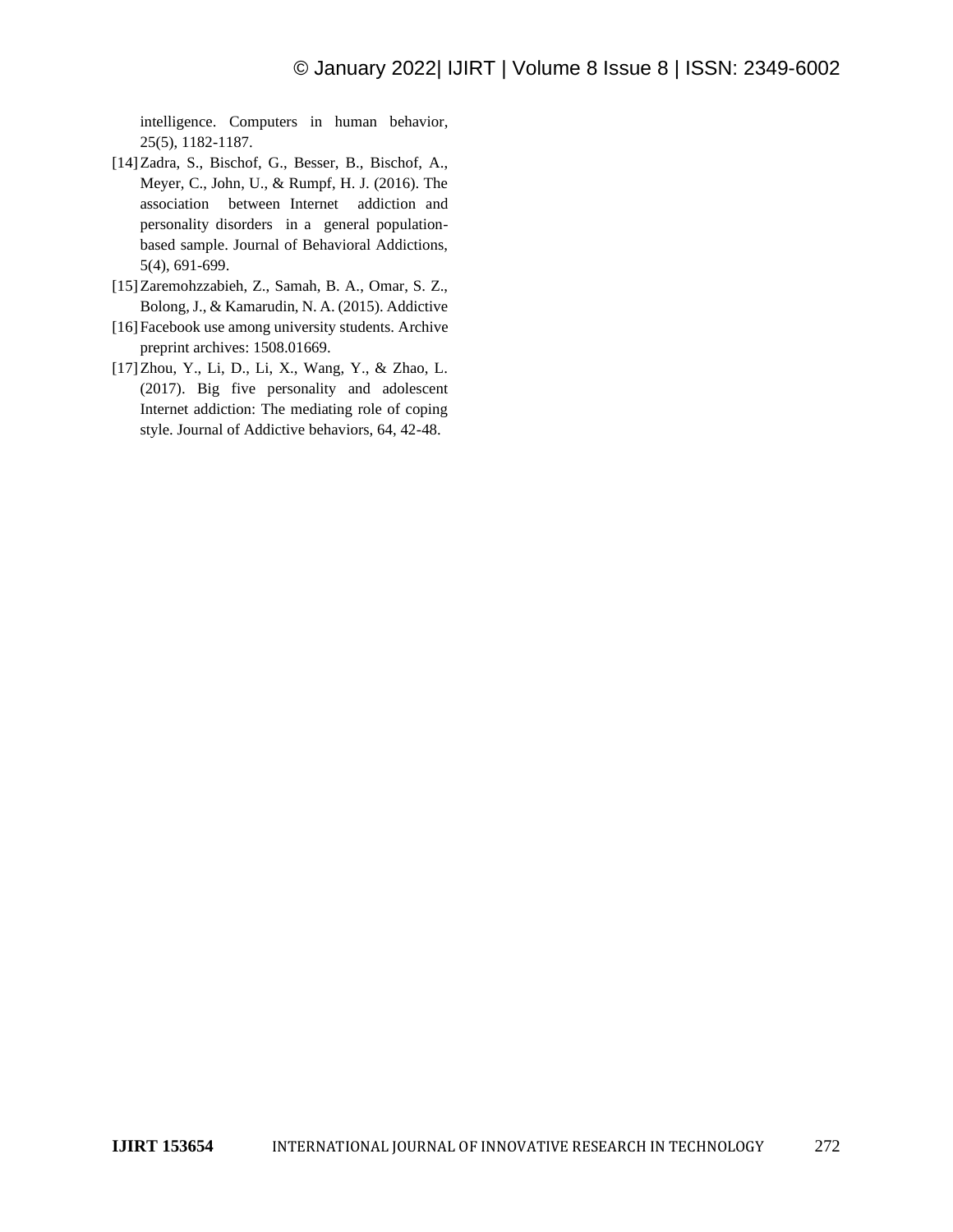intelligence. Computers in human behavior, 25(5), 1182-1187.

[14] Zadra, S., Bischof, G., Besser, B., Bischof, A., Meyer, C., John, U., & Rumpf, H. J. (2016). The association between Internet addiction and personality disorders in a general population-based sample. Journal of Behavioral Addictions, 5(4), 691-699.

[15] Zaremohzzabieh, Z., Samah, B. A., Omar, S. Z., Bolong, J., & Kamarudin, N. A. (2015). Addictive

[16] Facebook use among university students. Archive preprint archives: 1508.01669.

[17] Zhou, Y., Li, D., Li, X., Wang, Y., & Zhao, L. (2017). Big five personality and adolescent Internet addiction: The mediating role of coping style. Journal of Addictive behaviors, 64, 42-48.